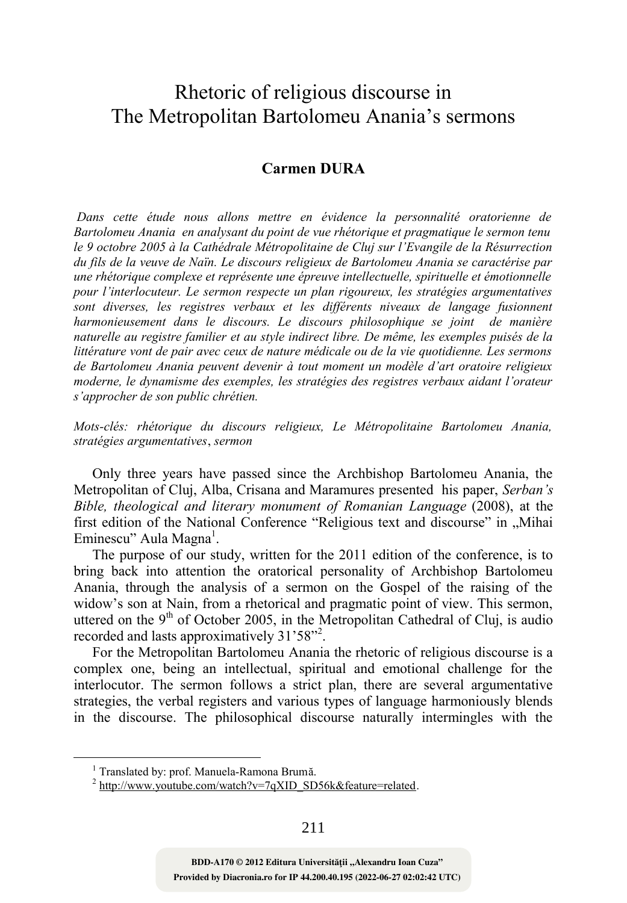# Rhetoric of religious discourse in The Metropolitan Bartolomeu Anania's sermons

**Carmen DURA**

*Dans cette étude nous allons mettre en évidence la personnalité oratorienne de Bartolomeu Anania en analysant du point de vue rhétorique et pragmatique le sermon tenu le 9 octobre 2005 à la Cathédrale Métropolitaine de Cluj sur l'Evangile de la Résurrection du fils de la veuve de Naïn. Le discours religieux de Bartolomeu Anania se caractérise par une rhétorique complexe et représente une épreuve intellectuelle, spirituelle et émotionnelle pour l'interlocuteur. Le sermon respecte un plan rigoureux, les stratégies argumentatives sont diverses, les registres verbaux et les différents niveaux de langage fusionnent harmonieusement dans le discours. Le discours philosophique se joint de manière naturelle au registre familier et au style indirect libre. De même, les exemples puisés de la littérature vont de pair avec ceux de nature médicale ou de la vie quotidienne. Les sermons de Bartolomeu Anania peuvent devenir à tout moment un modèle d'art oratoire religieux moderne, le dynamisme des exemples, les stratégies des registres verbaux aidant l'orateur s'approcher de son public chrétien.*

*Mots-clés: rhétorique du discours religieux, Le Métropolitaine Bartolomeu Anania, stratégies argumentatives*, *sermon*

Only three years have passed since the Archbishop Bartolomeu Anania, the Metropolitan of Cluj, Alba, Crisana and Maramures presented his paper, *Serban's Bible, theological and literary monument of Romanian Language* (2008), at the first edition of the National Conference "Religious text and discourse" in „Mihai Eminescu" Aula Magna[1].

The purpose of our study, written for the 2011 edition of the conference, is to bring back into attention the oratorical personality of Archbishop Bartolomeu Anania, through the analysis of a sermon on the Gospel of the raising of the widow's son at Nain, from a rhetorical and pragmatic point of view. This sermon, uttered on the 9th of October 2005, in the Metropolitan Cathedral of Cluj, is audio recorded and lasts approximatively 31'58"[2].

For the Metropolitan Bartolomeu Anania the rhetoric of religious discourse is a complex one, being an intellectual, spiritual and emotional challenge for the interlocutor. The sermon follows a strict plan, there are several argumentative strategies, the verbal registers and various types of language harmoniously blends in the discourse. The philosophical discourse naturally intermingles with the

---

[1] Translated by: prof. Manuela-Ramona Brumă.

[2] http://www.youtube.com/watch?v=7qXID_SD56k&feature=related.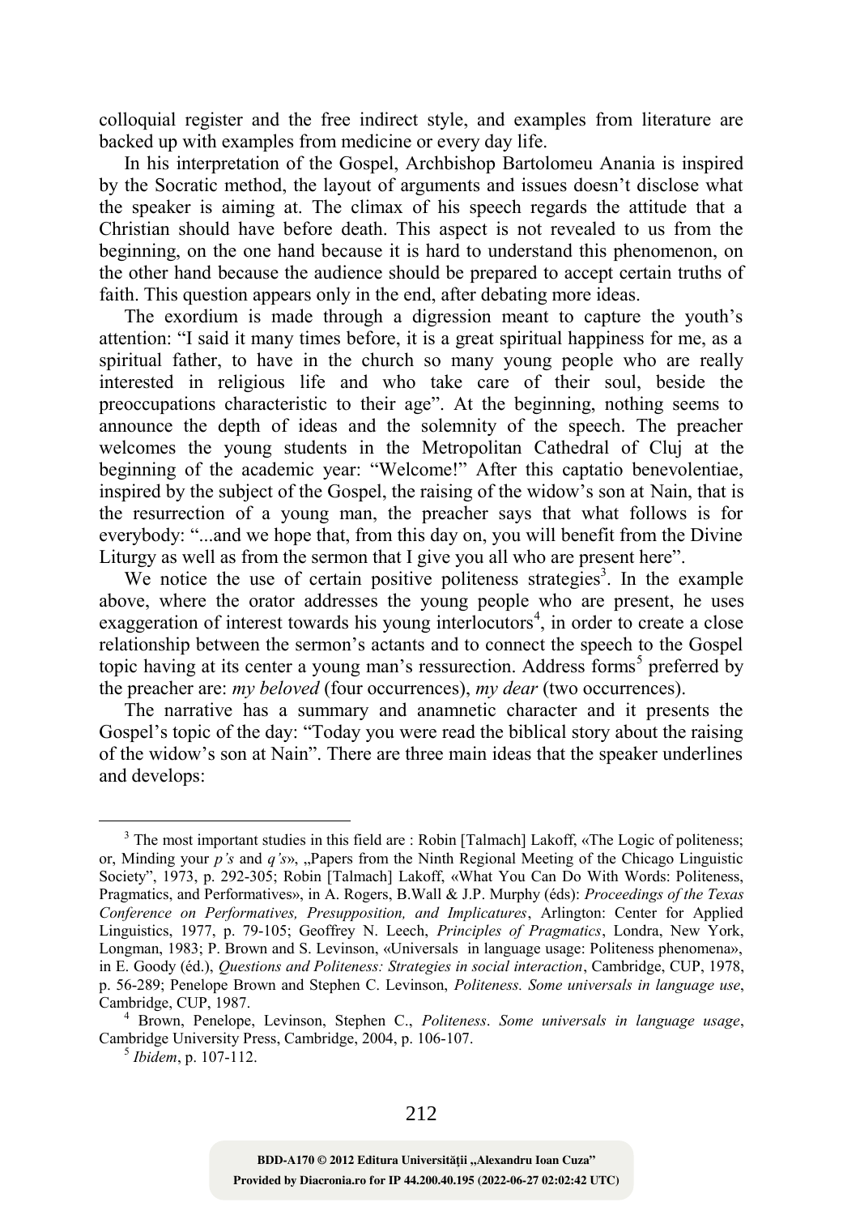colloquial register and the free indirect style, and examples from literature are backed up with examples from medicine or every day life.

In his interpretation of the Gospel, Archbishop Bartolomeu Anania is inspired by the Socratic method, the layout of arguments and issues doesn't disclose what the speaker is aiming at. The climax of his speech regards the attitude that a Christian should have before death. This aspect is not revealed to us from the beginning, on the one hand because it is hard to understand this phenomenon, on the other hand because the audience should be prepared to accept certain truths of faith. This question appears only in the end, after debating more ideas.

The exordium is made through a digression meant to capture the youth's attention: "I said it many times before, it is a great spiritual happiness for me, as a spiritual father, to have in the church so many young people who are really interested in religious life and who take care of their soul, beside the preoccupations characteristic to their age". At the beginning, nothing seems to announce the depth of ideas and the solemnity of the speech. The preacher welcomes the young students in the Metropolitan Cathedral of Cluj at the beginning of the academic year: "Welcome!" After this captatio benevolentiae, inspired by the subject of the Gospel, the raising of the widow's son at Nain, that is the resurrection of a young man, the preacher says that what follows is for everybody: "...and we hope that, from this day on, you will benefit from the Divine Liturgy as well as from the sermon that I give you all who are present here".

We notice the use of certain positive politeness strategies[3]. In the example above, where the orator addresses the young people who are present, he uses exaggeration of interest towards his young interlocutors[4], in order to create a close relationship between the sermon's actants and to connect the speech to the Gospel topic having at its center a young man's ressurection. Address forms[5] preferred by the preacher are: *my beloved* (four occurrences), *my dear* (two occurrences).

The narrative has a summary and anamnetic character and it presents the Gospel's topic of the day: "Today you were read the biblical story about the raising of the widow's son at Nain". There are three main ideas that the speaker underlines and develops:

---

[3] The most important studies in this field are : Robin [Talmach] Lakoff, «The Logic of politeness; or, Minding your *p's* and *q's*», „Papers from the Ninth Regional Meeting of the Chicago Linguistic Society", 1973, p. 292-305; Robin [Talmach] Lakoff, «What You Can Do With Words: Politeness, Pragmatics, and Performatives», in A. Rogers, B.Wall & J.P. Murphy (éds): *Proceedings of the Texas Conference on Performatives, Presupposition, and Implicatures*, Arlington: Center for Applied Linguistics, 1977, p. 79-105; Geoffrey N. Leech, *Principles of Pragmatics*, Londra, New York, Longman, 1983; P. Brown and S. Levinson, «Universals in language usage: Politeness phenomena», in E. Goody (éd.), *Questions and Politeness: Strategies in social interaction*, Cambridge, CUP, 1978, p. 56-289; Penelope Brown and Stephen C. Levinson, *Politeness. Some universals in language use*, Cambridge, CUP, 1987.

[4] Brown, Penelope, Levinson, Stephen C., *Politeness. Some universals in language usage*, Cambridge University Press, Cambridge, 2004, p. 106-107.

[5] *Ibidem*, p. 107-112.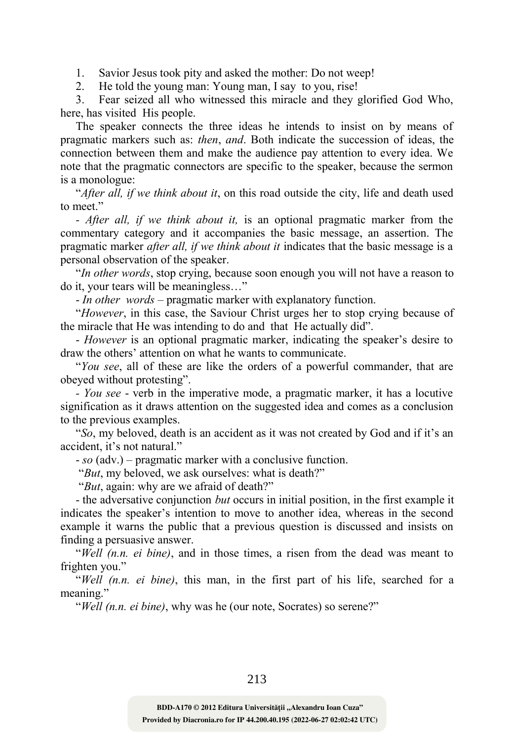1. Savior Jesus took pity and asked the mother: Do not weep!
2. He told the young man: Young man, I say to you, rise!
3. Fear seized all who witnessed this miracle and they glorified God Who, here, has visited His people.

The speaker connects the three ideas he intends to insist on by means of pragmatic markers such as: *then*, *and*. Both indicate the succession of ideas, the connection between them and make the audience pay attention to every idea. We note that the pragmatic connectors are specific to the speaker, because the sermon is a monologue:

"*After all, if we think about it*, on this road outside the city, life and death used to meet."

- *After all, if we think about it,* is an optional pragmatic marker from the commentary category and it accompanies the basic message, an assertion. The pragmatic marker *after all, if we think about it* indicates that the basic message is a personal observation of the speaker.

"*In other words*, stop crying, because soon enough you will not have a reason to do it, your tears will be meaningless…"

- *In other words* – pragmatic marker with explanatory function.

"*However*, in this case, the Saviour Christ urges her to stop crying because of the miracle that He was intending to do and that He actually did".

- *However* is an optional pragmatic marker, indicating the speaker's desire to draw the others' attention on what he wants to communicate.

"*You see*, all of these are like the orders of a powerful commander, that are obeyed without protesting".

- *You see* - verb in the imperative mode, a pragmatic marker, it has a locutive signification as it draws attention on the suggested idea and comes as a conclusion to the previous examples.

"*So*, my beloved, death is an accident as it was not created by God and if it's an accident, it's not natural."

- *so* (adv.) – pragmatic marker with a conclusive function.

"*But*, my beloved, we ask ourselves: what is death?"

"*But*, again: why are we afraid of death?"

- the adversative conjunction *but* occurs in initial position, in the first example it indicates the speaker's intention to move to another idea, whereas in the second example it warns the public that a previous question is discussed and insists on finding a persuasive answer.

"*Well (n.n. ei bine)*, and in those times, a risen from the dead was meant to frighten you."

"*Well (n.n. ei bine)*, this man, in the first part of his life, searched for a meaning."

"*Well (n.n. ei bine)*, why was he (our note, Socrates) so serene?"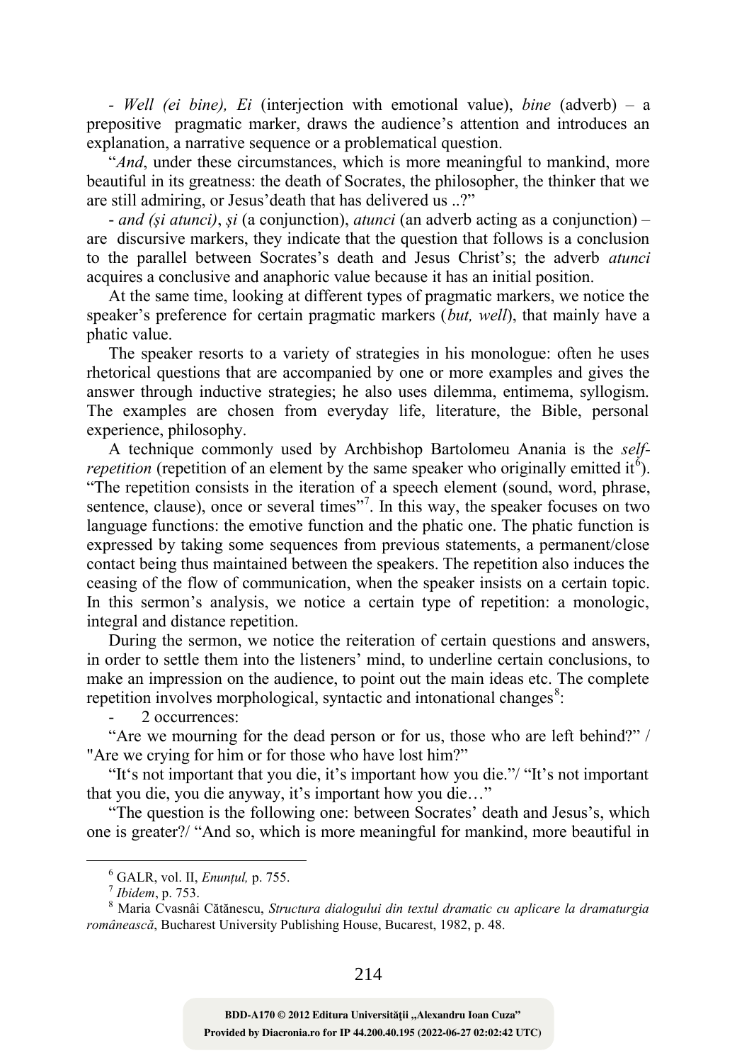- *Well (ei bine), Ei* (interjection with emotional value), *bine* (adverb) – a prepositive pragmatic marker, draws the audience's attention and introduces an explanation, a narrative sequence or a problematical question.

"*And*, under these circumstances, which is more meaningful to mankind, more beautiful in its greatness: the death of Socrates, the philosopher, the thinker that we are still admiring, or Jesus'death that has delivered us ..?"

- *and (și atunci)*, *și* (a conjunction), *atunci* (an adverb acting as a conjunction) – are discursive markers, they indicate that the question that follows is a conclusion to the parallel between Socrates's death and Jesus Christ's; the adverb *atunci* acquires a conclusive and anaphoric value because it has an initial position.

At the same time, looking at different types of pragmatic markers, we notice the speaker's preference for certain pragmatic markers (*but, well*), that mainly have a phatic value.

The speaker resorts to a variety of strategies in his monologue: often he uses rhetorical questions that are accompanied by one or more examples and gives the answer through inductive strategies; he also uses dilemma, entimema, syllogism. The examples are chosen from everyday life, literature, the Bible, personal experience, philosophy.

A technique commonly used by Archbishop Bartolomeu Anania is the *self-repetition* (repetition of an element by the same speaker who originally emitted it[6]). "The repetition consists in the iteration of a speech element (sound, word, phrase, sentence, clause), once or several times"[7]. In this way, the speaker focuses on two language functions: the emotive function and the phatic one. The phatic function is expressed by taking some sequences from previous statements, a permanent/close contact being thus maintained between the speakers. The repetition also induces the ceasing of the flow of communication, when the speaker insists on a certain topic. In this sermon's analysis, we notice a certain type of repetition: a monologic, integral and distance repetition.

During the sermon, we notice the reiteration of certain questions and answers, in order to settle them into the listeners' mind, to underline certain conclusions, to make an impression on the audience, to point out the main ideas etc. The complete repetition involves morphological, syntactic and intonational changes[8]:

- 2 occurrences:

"Are we mourning for the dead person or for us, those who are left behind?" / "Are we crying for him or for those who have lost him?"

"It's not important that you die, it's important how you die."/ "It's not important that you die, you die anyway, it's important how you die…"

"The question is the following one: between Socrates' death and Jesus's, which one is greater?/ "And so, which is more meaningful for mankind, more beautiful in

---

[6] GALR, vol. II, *Enunțul,* p. 755.

[7] *Ibidem*, p. 753.

[8] Maria Cvasnâi Cătănescu, *Structura dialogului din textul dramatic cu aplicare la dramaturgia românească*, Bucharest University Publishing House, Bucarest, 1982, p. 48.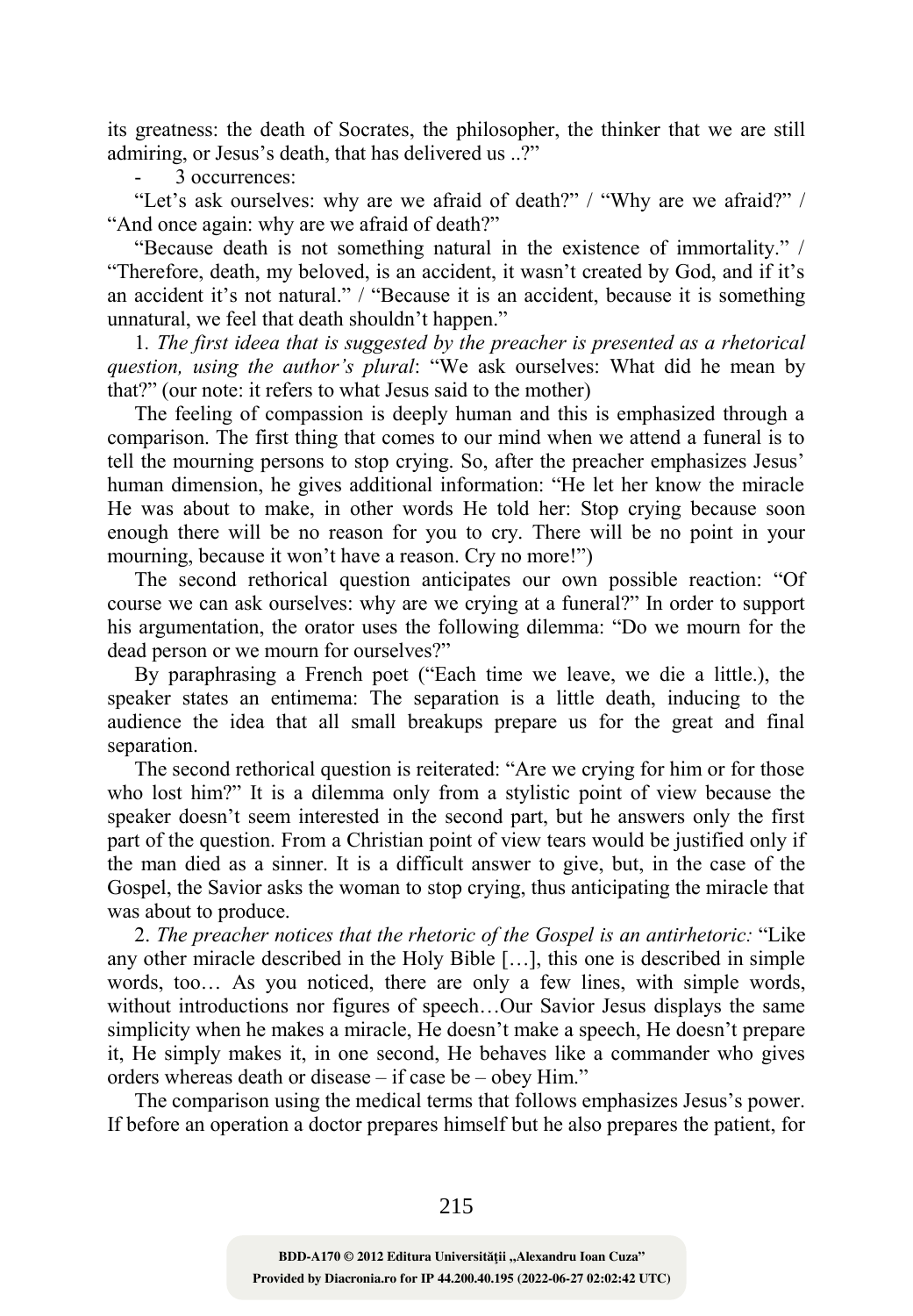its greatness: the death of Socrates, the philosopher, the thinker that we are still admiring, or Jesus's death, that has delivered us ..?"

- 3 occurrences:

"Let's ask ourselves: why are we afraid of death?" / "Why are we afraid?" / "And once again: why are we afraid of death?"

"Because death is not something natural in the existence of immortality." / "Therefore, death, my beloved, is an accident, it wasn't created by God, and if it's an accident it's not natural." / "Because it is an accident, because it is something unnatural, we feel that death shouldn't happen."

1. *The first ideea that is suggested by the preacher is presented as a rhetorical question, using the author's plural*: "We ask ourselves: What did he mean by that?" (our note: it refers to what Jesus said to the mother)

The feeling of compassion is deeply human and this is emphasized through a comparison. The first thing that comes to our mind when we attend a funeral is to tell the mourning persons to stop crying. So, after the preacher emphasizes Jesus' human dimension, he gives additional information: "He let her know the miracle He was about to make, in other words He told her: Stop crying because soon enough there will be no reason for you to cry. There will be no point in your mourning, because it won't have a reason. Cry no more!")

The second rethorical question anticipates our own possible reaction: "Of course we can ask ourselves: why are we crying at a funeral?" In order to support his argumentation, the orator uses the following dilemma: "Do we mourn for the dead person or we mourn for ourselves?"

By paraphrasing a French poet ("Each time we leave, we die a little.), the speaker states an entimema: The separation is a little death, inducing to the audience the idea that all small breakups prepare us for the great and final separation.

The second rethorical question is reiterated: "Are we crying for him or for those who lost him?" It is a dilemma only from a stylistic point of view because the speaker doesn't seem interested in the second part, but he answers only the first part of the question. From a Christian point of view tears would be justified only if the man died as a sinner. It is a difficult answer to give, but, in the case of the Gospel, the Savior asks the woman to stop crying, thus anticipating the miracle that was about to produce.

2. *The preacher notices that the rhetoric of the Gospel is an antirhetoric:* "Like any other miracle described in the Holy Bible […], this one is described in simple words, too… As you noticed, there are only a few lines, with simple words, without introductions nor figures of speech…Our Savior Jesus displays the same simplicity when he makes a miracle, He doesn't make a speech, He doesn't prepare it, He simply makes it, in one second, He behaves like a commander who gives orders whereas death or disease – if case be – obey Him."

The comparison using the medical terms that follows emphasizes Jesus's power. If before an operation a doctor prepares himself but he also prepares the patient, for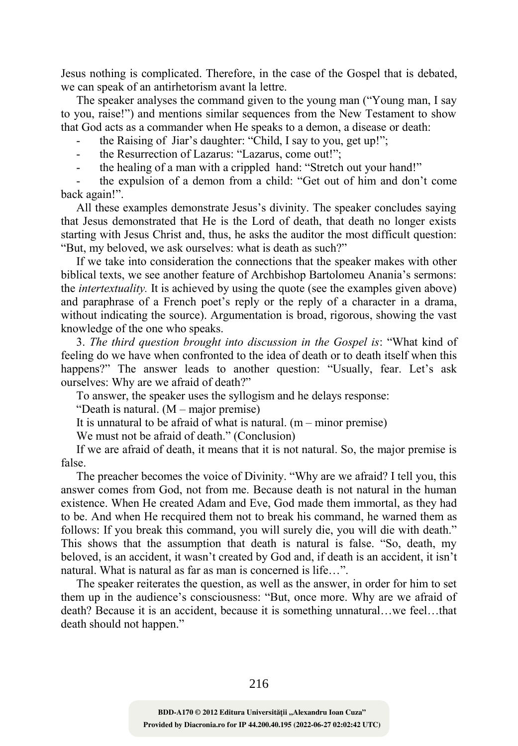Jesus nothing is complicated. Therefore, in the case of the Gospel that is debated, we can speak of an antirhetorism avant la lettre.

The speaker analyses the command given to the young man ("Young man, I say to you, raise!") and mentions similar sequences from the New Testament to show that God acts as a commander when He speaks to a demon, a disease or death:

- the Raising of Jiar's daughter: "Child, I say to you, get up!";
- the Resurrection of Lazarus: "Lazarus, come out!";
- the healing of a man with a crippled hand: "Stretch out your hand!"
- the expulsion of a demon from a child: "Get out of him and don't come back again!".

All these examples demonstrate Jesus's divinity. The speaker concludes saying that Jesus demonstrated that He is the Lord of death, that death no longer exists starting with Jesus Christ and, thus, he asks the auditor the most difficult question: "But, my beloved, we ask ourselves: what is death as such?"

If we take into consideration the connections that the speaker makes with other biblical texts, we see another feature of Archbishop Bartolomeu Anania's sermons: the *intertextuality.* It is achieved by using the quote (see the examples given above) and paraphrase of a French poet's reply or the reply of a character in a drama, without indicating the source). Argumentation is broad, rigorous, showing the vast knowledge of the one who speaks.

3. *The third question brought into discussion in the Gospel is*: "What kind of feeling do we have when confronted to the idea of death or to death itself when this happens?" The answer leads to another question: "Usually, fear. Let's ask ourselves: Why are we afraid of death?"

To answer, the speaker uses the syllogism and he delays response:

"Death is natural. (M – major premise)

It is unnatural to be afraid of what is natural. (m – minor premise)

We must not be afraid of death." (Conclusion)

If we are afraid of death, it means that it is not natural. So, the major premise is false.

The preacher becomes the voice of Divinity. "Why are we afraid? I tell you, this answer comes from God, not from me. Because death is not natural in the human existence. When He created Adam and Eve, God made them immortal, as they had to be. And when He recquired them not to break his command, he warned them as follows: If you break this command, you will surely die, you will die with death." This shows that the assumption that death is natural is false. "So, death, my beloved, is an accident, it wasn't created by God and, if death is an accident, it isn't natural. What is natural as far as man is concerned is life…".

The speaker reiterates the question, as well as the answer, in order for him to set them up in the audience's consciousness: "But, once more. Why are we afraid of death? Because it is an accident, because it is something unnatural…we feel…that death should not happen."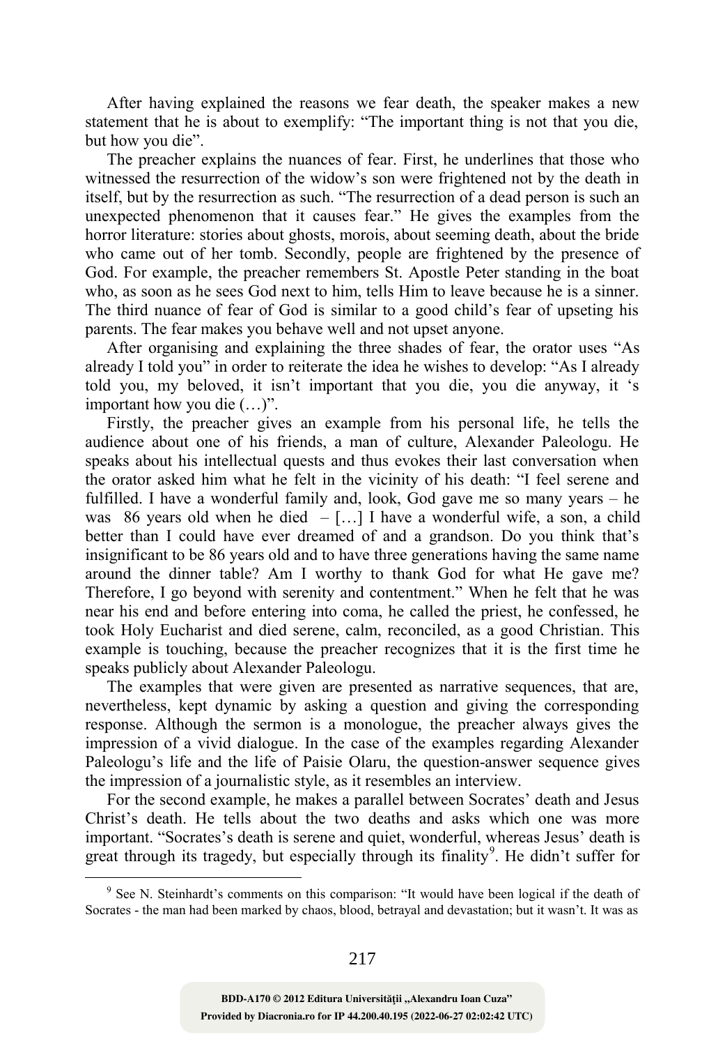After having explained the reasons we fear death, the speaker makes a new statement that he is about to exemplify: "The important thing is not that you die, but how you die".

The preacher explains the nuances of fear. First, he underlines that those who witnessed the resurrection of the widow's son were frightened not by the death in itself, but by the resurrection as such. "The resurrection of a dead person is such an unexpected phenomenon that it causes fear." He gives the examples from the horror literature: stories about ghosts, morois, about seeming death, about the bride who came out of her tomb. Secondly, people are frightened by the presence of God. For example, the preacher remembers St. Apostle Peter standing in the boat who, as soon as he sees God next to him, tells Him to leave because he is a sinner. The third nuance of fear of God is similar to a good child's fear of upseting his parents. The fear makes you behave well and not upset anyone.

After organising and explaining the three shades of fear, the orator uses "As already I told you" in order to reiterate the idea he wishes to develop: "As I already told you, my beloved, it isn't important that you die, you die anyway, it 's important how you die (…)".

Firstly, the preacher gives an example from his personal life, he tells the audience about one of his friends, a man of culture, Alexander Paleologu. He speaks about his intellectual quests and thus evokes their last conversation when the orator asked him what he felt in the vicinity of his death: "I feel serene and fulfilled. I have a wonderful family and, look, God gave me so many years – he was 86 years old when he died – […] I have a wonderful wife, a son, a child better than I could have ever dreamed of and a grandson. Do you think that's insignificant to be 86 years old and to have three generations having the same name around the dinner table? Am I worthy to thank God for what He gave me? Therefore, I go beyond with serenity and contentment." When he felt that he was near his end and before entering into coma, he called the priest, he confessed, he took Holy Eucharist and died serene, calm, reconciled, as a good Christian. This example is touching, because the preacher recognizes that it is the first time he speaks publicly about Alexander Paleologu.

The examples that were given are presented as narrative sequences, that are, nevertheless, kept dynamic by asking a question and giving the corresponding response. Although the sermon is a monologue, the preacher always gives the impression of a vivid dialogue. In the case of the examples regarding Alexander Paleologu's life and the life of Paisie Olaru, the question-answer sequence gives the impression of a journalistic style, as it resembles an interview.

For the second example, he makes a parallel between Socrates' death and Jesus Christ's death. He tells about the two deaths and asks which one was more important. "Socrates's death is serene and quiet, wonderful, whereas Jesus' death is great through its tragedy, but especially through its finality[9]. He didn't suffer for

---

[9] See N. Steinhardt's comments on this comparison: "It would have been logical if the death of Socrates - the man had been marked by chaos, blood, betrayal and devastation; but it wasn't. It was as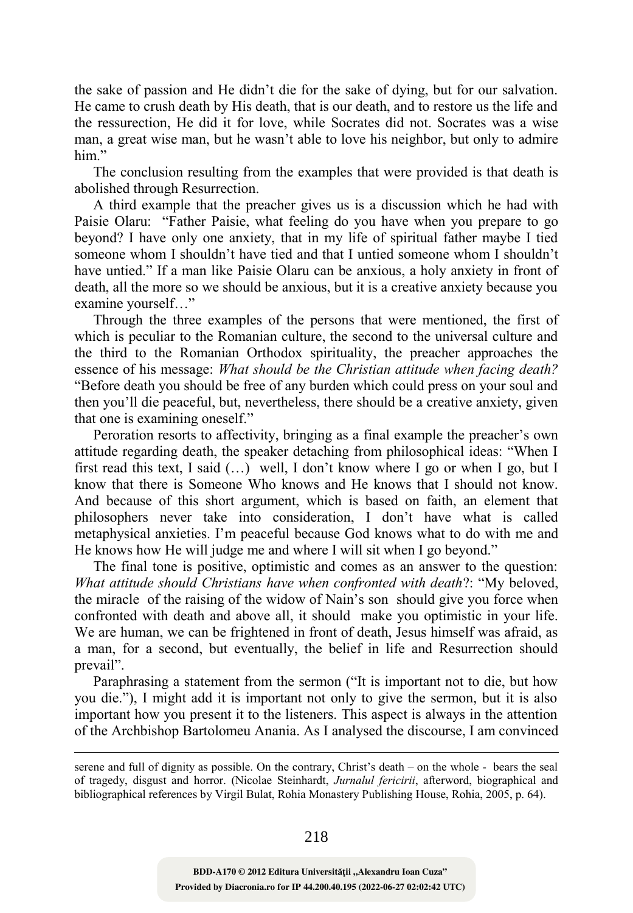the sake of passion and He didn't die for the sake of dying, but for our salvation. He came to crush death by His death, that is our death, and to restore us the life and the ressurection, He did it for love, while Socrates did not. Socrates was a wise man, a great wise man, but he wasn't able to love his neighbor, but only to admire him."

The conclusion resulting from the examples that were provided is that death is abolished through Resurrection.

A third example that the preacher gives us is a discussion which he had with Paisie Olaru: "Father Paisie, what feeling do you have when you prepare to go beyond? I have only one anxiety, that in my life of spiritual father maybe I tied someone whom I shouldn't have tied and that I untied someone whom I shouldn't have untied." If a man like Paisie Olaru can be anxious, a holy anxiety in front of death, all the more so we should be anxious, but it is a creative anxiety because you examine yourself…"

Through the three examples of the persons that were mentioned, the first of which is peculiar to the Romanian culture, the second to the universal culture and the third to the Romanian Orthodox spirituality, the preacher approaches the essence of his message: *What should be the Christian attitude when facing death?* "Before death you should be free of any burden which could press on your soul and then you'll die peaceful, but, nevertheless, there should be a creative anxiety, given that one is examining oneself."

Peroration resorts to affectivity, bringing as a final example the preacher's own attitude regarding death, the speaker detaching from philosophical ideas: "When I first read this text, I said (…) well, I don't know where I go or when I go, but I know that there is Someone Who knows and He knows that I should not know. And because of this short argument, which is based on faith, an element that philosophers never take into consideration, I don't have what is called metaphysical anxieties. I'm peaceful because God knows what to do with me and He knows how He will judge me and where I will sit when I go beyond."

The final tone is positive, optimistic and comes as an answer to the question: *What attitude should Christians have when confronted with death*?: "My beloved, the miracle of the raising of the widow of Nain's son should give you force when confronted with death and above all, it should make you optimistic in your life. We are human, we can be frightened in front of death, Jesus himself was afraid, as a man, for a second, but eventually, the belief in life and Resurrection should prevail".

Paraphrasing a statement from the sermon ("It is important not to die, but how you die."), I might add it is important not only to give the sermon, but it is also important how you present it to the listeners. This aspect is always in the attention of the Archbishop Bartolomeu Anania. As I analysed the discourse, I am convinced

serene and full of dignity as possible. On the contrary, Christ's death – on the whole - bears the seal of tragedy, disgust and horror. (Nicolae Steinhardt, *Jurnalul fericirii*, afterword, biographical and bibliographical references by Virgil Bulat, Rohia Monastery Publishing House, Rohia, 2005, p. 64).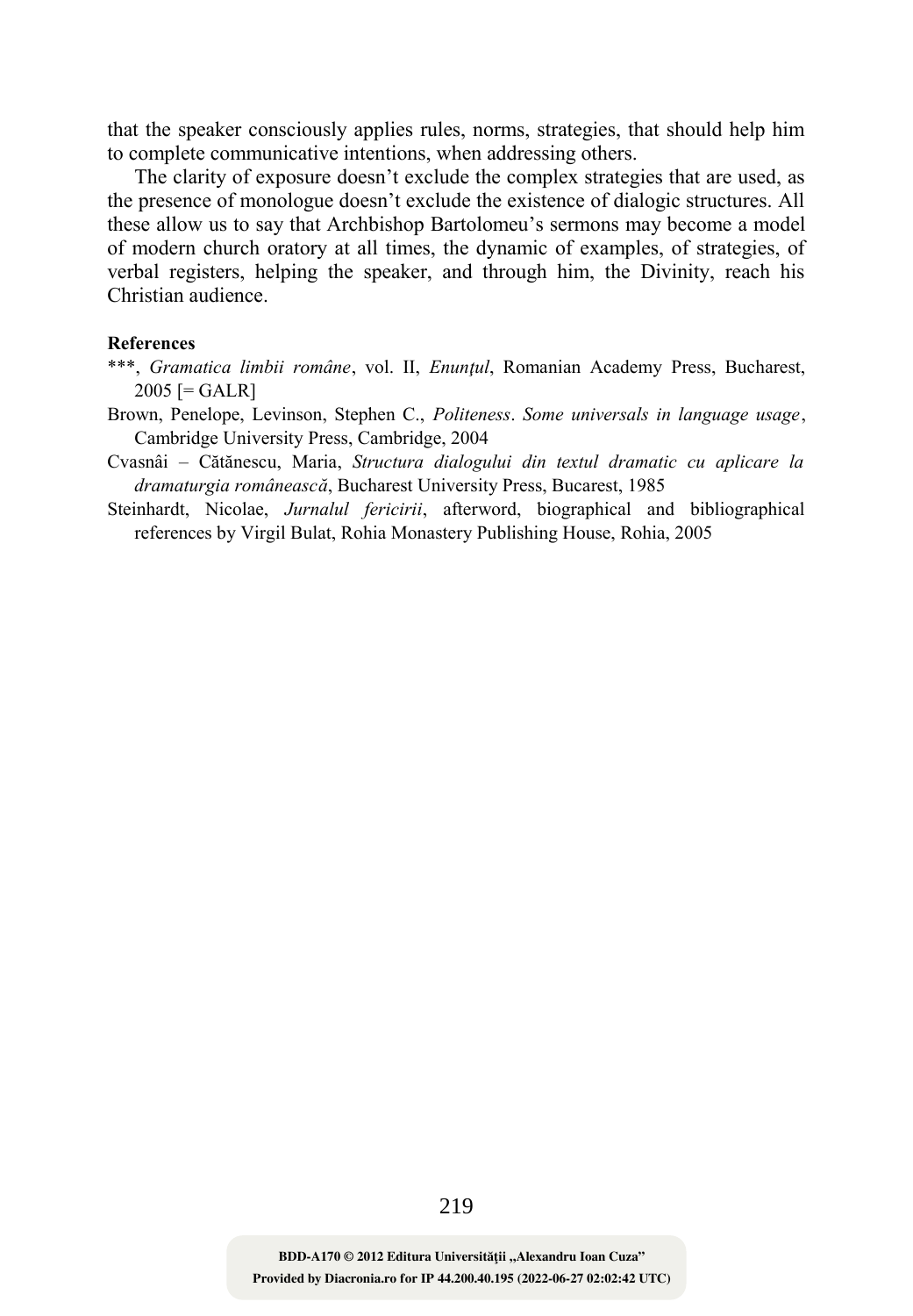that the speaker consciously applies rules, norms, strategies, that should help him to complete communicative intentions, when addressing others.

The clarity of exposure doesn't exclude the complex strategies that are used, as the presence of monologue doesn't exclude the existence of dialogic structures. All these allow us to say that Archbishop Bartolomeu's sermons may become a model of modern church oratory at all times, the dynamic of examples, of strategies, of verbal registers, helping the speaker, and through him, the Divinity, reach his Christian audience.

**References**

***, *Gramatica limbii române*, vol. II, *Enunţul*, Romanian Academy Press, Bucharest, 2005 [= GALR]

Brown, Penelope, Levinson, Stephen C., *Politeness*. *Some universals in language usage*, Cambridge University Press, Cambridge, 2004

Cvasnâi – Cătănescu, Maria, *Structura dialogului din textul dramatic cu aplicare la dramaturgia românească*, Bucharest University Press, Bucarest, 1985

Steinhardt, Nicolae, *Jurnalul fericirii*, afterword, biographical and bibliographical references by Virgil Bulat, Rohia Monastery Publishing House, Rohia, 2005